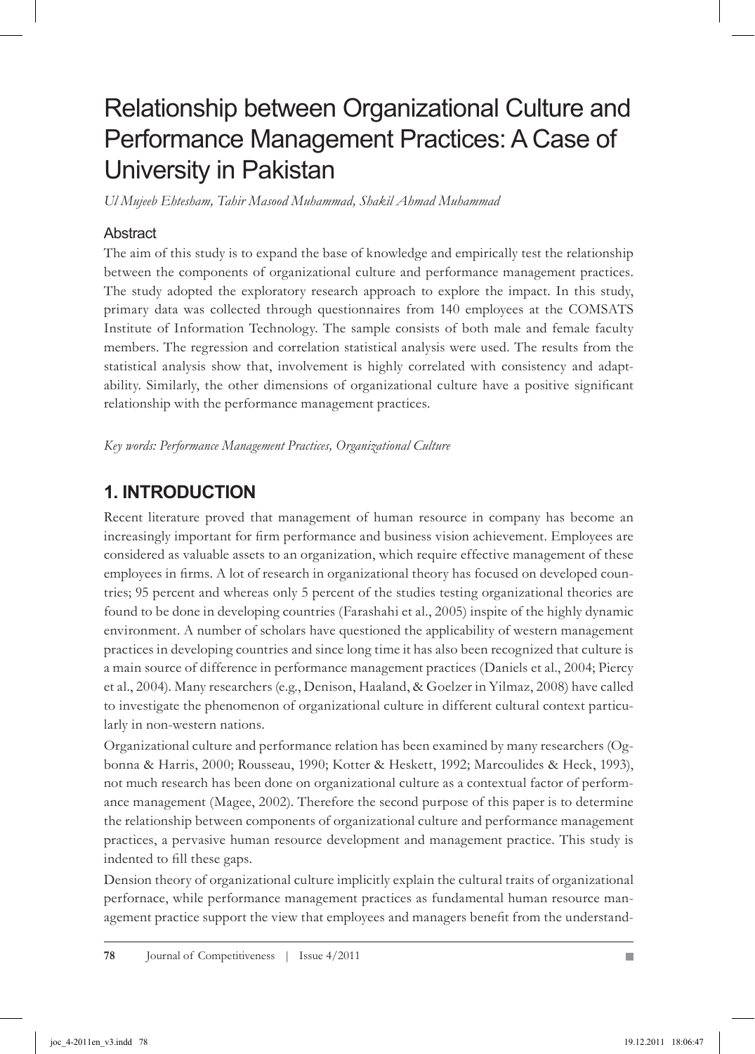# Relationship between Organizational Culture and Performance Management Practices: A Case of University in Pakistan

*Ul Mujeeb Ehtesham, Tahir Masood Muhammad, Shakil Ahmad Muhammad*

## Abstract

The aim of this study is to expand the base of knowledge and empirically test the relationship between the components of organizational culture and performance management practices. The study adopted the exploratory research approach to explore the impact. In this study, primary data was collected through questionnaires from 140 employees at the COMSATS Institute of Information Technology. The sample consists of both male and female faculty members. The regression and correlation statistical analysis were used. The results from the statistical analysis show that, involvement is highly correlated with consistency and adaptability. Similarly, the other dimensions of organizational culture have a positive significant relationship with the performance management practices.

*Key words: Performance Management Practices, Organizational Culture*

## 1. INTRODUCTION

Recent literature proved that management of human resource in company has become an increasingly important for firm performance and business vision achievement. Employees are considered as valuable assets to an organization, which require effective management of these employees in firms. A lot of research in organizational theory has focused on developed countries; 95 percent and whereas only 5 percent of the studies testing organizational theories are found to be done in developing countries (Farashahi et al., 2005) inspite of the highly dynamic environment. A number of scholars have questioned the applicability of western management practices in developing countries and since long time it has also been recognized that culture is a main source of difference in performance management practices (Daniels et al., 2004; Piercy et al., 2004). Many researchers (e.g., Denison, Haaland, & Goelzer in Yilmaz, 2008) have called to investigate the phenomenon of organizational culture in different cultural context particularly in non-western nations.

Organizational culture and performance relation has been examined by many researchers (Ogbonna & Harris, 2000; Rousseau, 1990; Kotter & Heskett, 1992; Marcoulides & Heck, 1993), not much research has been done on organizational culture as a contextual factor of performance management (Magee, 2002). Therefore the second purpose of this paper is to determine the relationship between components of organizational culture and performance management practices, a pervasive human resource development and management practice. This study is indented to fill these gaps.

Dension theory of organizational culture implicitly explain the cultural traits of organizational perfornace, while performance management practices as fundamental human resource management practice support the view that employees and managers benefit from the understand-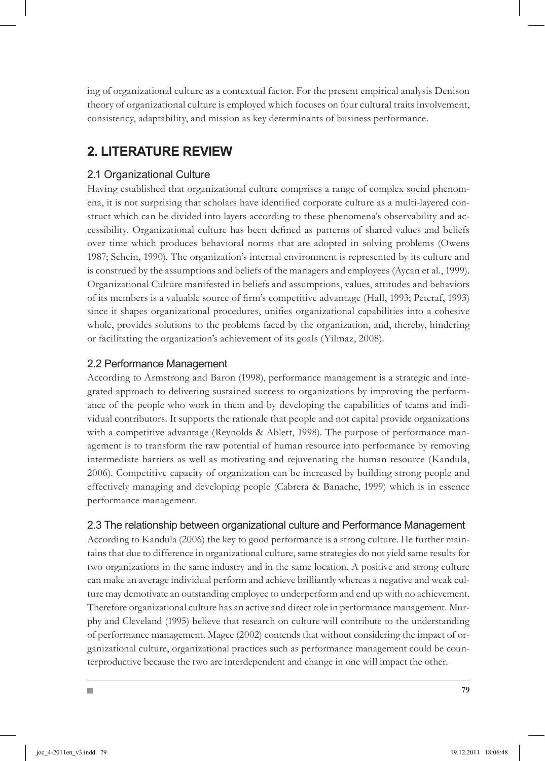ing of organizational culture as a contextual factor. For the present empirical analysis Denison theory of organizational culture is employed which focuses on four cultural traits involvement, consistency, adaptability, and mission as key determinants of business performance.

## 2. LITERATURE REVIEW

### 2.1 Organizational Culture

Having established that organizational culture comprises a range of complex social phenomena, it is not surprising that scholars have identified corporate culture as a multi-layered construct which can be divided into layers according to these phenomena's observability and accessibility. Organizational culture has been defined as patterns of shared values and beliefs over time which produces behavioral norms that are adopted in solving problems (Owens 1987; Schein, 1990). The organization's internal environment is represented by its culture and is construed by the assumptions and beliefs of the managers and employees (Aycan et al., 1999). Organizational Culture manifested in beliefs and assumptions, values, attitudes and behaviors of its members is a valuable source of firm's competitive advantage (Hall, 1993; Peteraf, 1993) since it shapes organizational procedures, unifies organizational capabilities into a cohesive whole, provides solutions to the problems faced by the organization, and, thereby, hindering or facilitating the organization's achievement of its goals (Yilmaz, 2008).

### 2.2 Performance Management

According to Armstrong and Baron (1998), performance management is a strategic and integrated approach to delivering sustained success to organizations by improving the performance of the people who work in them and by developing the capabilities of teams and individual contributors. It supports the rationale that people and not capital provide organizations with a competitive advantage (Reynolds & Ablett, 1998). The purpose of performance management is to transform the raw potential of human resource into performance by removing intermediate barriers as well as motivating and rejuvenating the human resource (Kandula, 2006). Competitive capacity of organization can be increased by building strong people and effectively managing and developing people (Cabrera & Banache, 1999) which is in essence performance management.

### 2.3 The relationship between organizational culture and Performance Management

According to Kandula (2006) the key to good performance is a strong culture. He further maintains that due to difference in organizational culture, same strategies do not yield same results for two organizations in the same industry and in the same location. A positive and strong culture can make an average individual perform and achieve brilliantly whereas a negative and weak culture may demotivate an outstanding employee to underperform and end up with no achievement. Therefore organizational culture has an active and direct role in performance management. Murphy and Cleveland (1995) believe that research on culture will contribute to the understanding of performance management. Magee (2002) contends that without considering the impact of organizational culture, organizational practices such as performance management could be counterproductive because the two are interdependent and change in one will impact the other.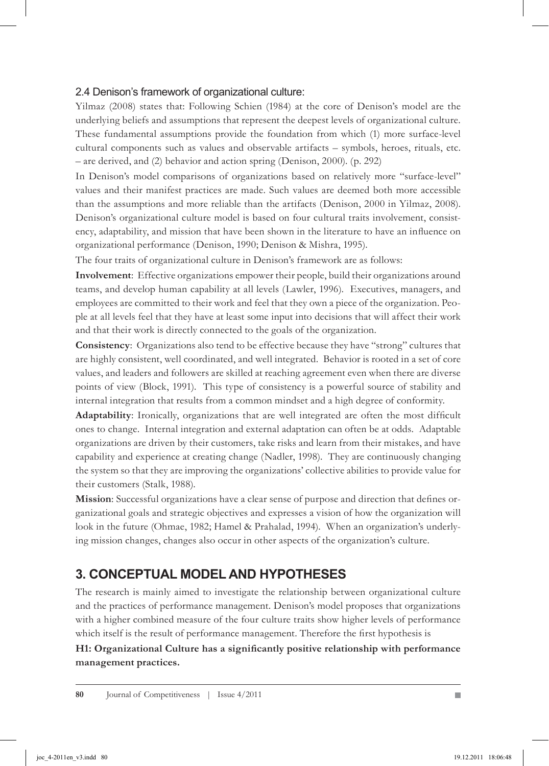### 2.4 Denison's framework of organizational culture:

Yilmaz (2008) states that: Following Schien (1984) at the core of Denison's model are the underlying beliefs and assumptions that represent the deepest levels of organizational culture. These fundamental assumptions provide the foundation from which (1) more surface-level cultural components such as values and observable artifacts – symbols, heroes, rituals, etc. – are derived, and (2) behavior and action spring (Denison, 2000). (p. 292)

In Denison's model comparisons of organizations based on relatively more "surface-level" values and their manifest practices are made. Such values are deemed both more accessible than the assumptions and more reliable than the artifacts (Denison, 2000 in Yilmaz, 2008). Denison's organizational culture model is based on four cultural traits involvement, consistency, adaptability, and mission that have been shown in the literature to have an influence on organizational performance (Denison, 1990; Denison & Mishra, 1995).

The four traits of organizational culture in Denison's framework are as follows:

**Involvement**: Effective organizations empower their people, build their organizations around teams, and develop human capability at all levels (Lawler, 1996). Executives, managers, and employees are committed to their work and feel that they own a piece of the organization. People at all levels feel that they have at least some input into decisions that will affect their work and that their work is directly connected to the goals of the organization.

**Consistency**: Organizations also tend to be effective because they have "strong" cultures that are highly consistent, well coordinated, and well integrated. Behavior is rooted in a set of core values, and leaders and followers are skilled at reaching agreement even when there are diverse points of view (Block, 1991). This type of consistency is a powerful source of stability and internal integration that results from a common mindset and a high degree of conformity.

**Adaptability**: Ironically, organizations that are well integrated are often the most difficult ones to change. Internal integration and external adaptation can often be at odds. Adaptable organizations are driven by their customers, take risks and learn from their mistakes, and have capability and experience at creating change (Nadler, 1998). They are continuously changing the system so that they are improving the organizations' collective abilities to provide value for their customers (Stalk, 1988).

**Mission**: Successful organizations have a clear sense of purpose and direction that defines organizational goals and strategic objectives and expresses a vision of how the organization will look in the future (Ohmae, 1982; Hamel & Prahalad, 1994). When an organization's underlying mission changes, changes also occur in other aspects of the organization's culture.

## 3. CONCEPTUAL MODEL AND HYPOTHESES

The research is mainly aimed to investigate the relationship between organizational culture and the practices of performance management. Denison's model proposes that organizations with a higher combined measure of the four culture traits show higher levels of performance which itself is the result of performance management. Therefore the first hypothesis is

**H1: Organizational Culture has a significantly positive relationship with performance management practices.**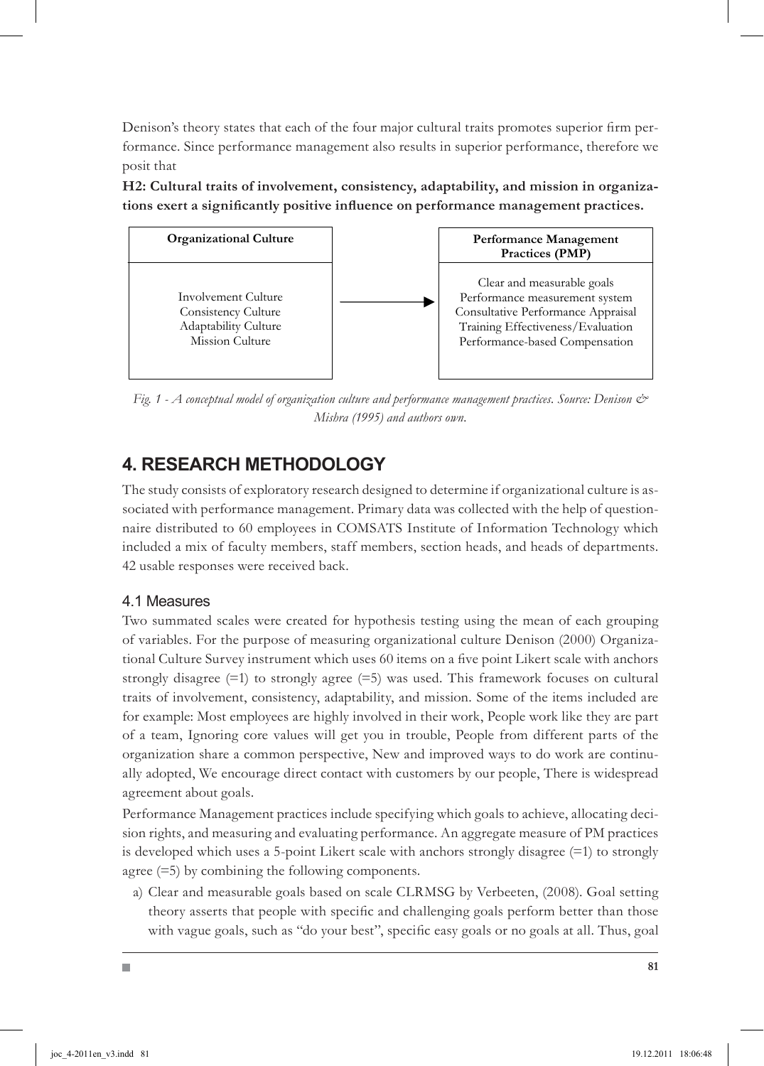Denison's theory states that each of the four major cultural traits promotes superior firm performance. Since performance management also results in superior performance, therefore we posit that

**H2: Cultural traits of involvement, consistency, adaptability, and mission in organizations exert a significantly positive influence on performance management practices.**

| Organizational Culture | | Performance Management Practices (PMP) |
|---|---|---|
| Involvement Culture<br>Consistency Culture<br>Adaptability Culture<br>Mission Culture | → | Clear and measurable goals<br>Performance measurement system<br>Consultative Performance Appraisal<br>Training Effectiveness/Evaluation<br>Performance-based Compensation |

*Fig. 1 - A conceptual model of organization culture and performance management practices. Source: Denison & Mishra (1995) and authors own.*

## 4. RESEARCH METHODOLOGY

The study consists of exploratory research designed to determine if organizational culture is associated with performance management. Primary data was collected with the help of questionnaire distributed to 60 employees in COMSATS Institute of Information Technology which included a mix of faculty members, staff members, section heads, and heads of departments. 42 usable responses were received back.

### 4.1 Measures

Two summated scales were created for hypothesis testing using the mean of each grouping of variables. For the purpose of measuring organizational culture Denison (2000) Organizational Culture Survey instrument which uses 60 items on a five point Likert scale with anchors strongly disagree (=1) to strongly agree (=5) was used. This framework focuses on cultural traits of involvement, consistency, adaptability, and mission. Some of the items included are for example: Most employees are highly involved in their work, People work like they are part of a team, Ignoring core values will get you in trouble, People from different parts of the organization share a common perspective, New and improved ways to do work are continually adopted, We encourage direct contact with customers by our people, There is widespread agreement about goals.

Performance Management practices include specifying which goals to achieve, allocating decision rights, and measuring and evaluating performance. An aggregate measure of PM practices is developed which uses a 5-point Likert scale with anchors strongly disagree (=1) to strongly agree (=5) by combining the following components.

a) Clear and measurable goals based on scale CLRMSG by Verbeeten, (2008). Goal setting theory asserts that people with specific and challenging goals perform better than those with vague goals, such as "do your best", specific easy goals or no goals at all. Thus, goal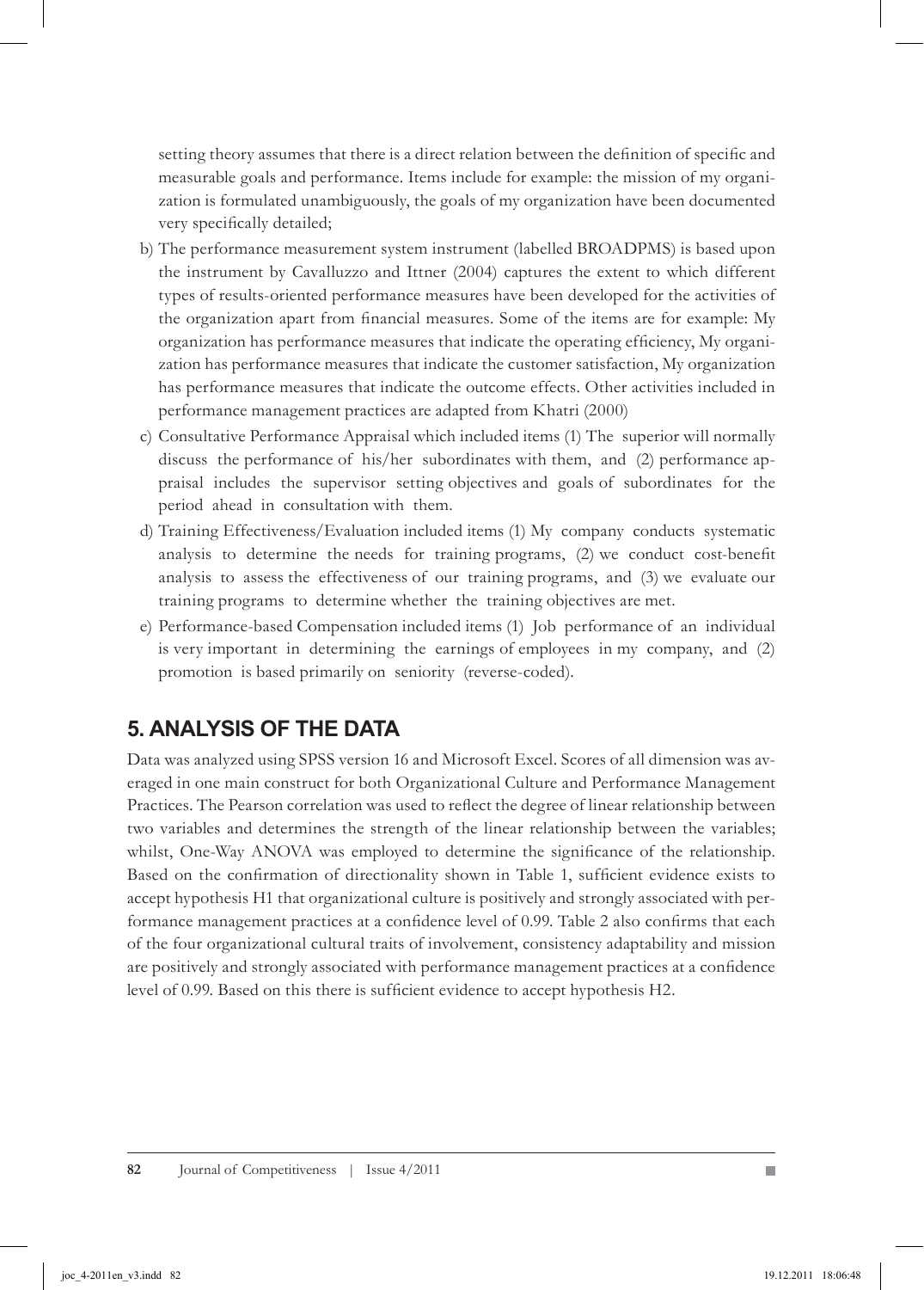setting theory assumes that there is a direct relation between the definition of specific and measurable goals and performance. Items include for example: the mission of my organization is formulated unambiguously, the goals of my organization have been documented very specifically detailed;

b) The performance measurement system instrument (labelled BROADPMS) is based upon the instrument by Cavalluzzo and Ittner (2004) captures the extent to which different types of results-oriented performance measures have been developed for the activities of the organization apart from financial measures. Some of the items are for example: My organization has performance measures that indicate the operating efficiency, My organization has performance measures that indicate the customer satisfaction, My organization has performance measures that indicate the outcome effects. Other activities included in performance management practices are adapted from Khatri (2000)

c) Consultative Performance Appraisal which included items (1) The superior will normally discuss the performance of his/her subordinates with them, and (2) performance appraisal includes the supervisor setting objectives and goals of subordinates for the period ahead in consultation with them.

d) Training Effectiveness/Evaluation included items (1) My company conducts systematic analysis to determine the needs for training programs, (2) we conduct cost-benefit analysis to assess the effectiveness of our training programs, and (3) we evaluate our training programs to determine whether the training objectives are met.

e) Performance-based Compensation included items (1) Job performance of an individual is very important in determining the earnings of employees in my company, and (2) promotion is based primarily on seniority (reverse-coded).

## 5. ANALYSIS OF THE DATA

Data was analyzed using SPSS version 16 and Microsoft Excel. Scores of all dimension was averaged in one main construct for both Organizational Culture and Performance Management Practices. The Pearson correlation was used to reflect the degree of linear relationship between two variables and determines the strength of the linear relationship between the variables; whilst, One-Way ANOVA was employed to determine the significance of the relationship. Based on the confirmation of directionality shown in Table 1, sufficient evidence exists to accept hypothesis H1 that organizational culture is positively and strongly associated with performance management practices at a confidence level of 0.99. Table 2 also confirms that each of the four organizational cultural traits of involvement, consistency adaptability and mission are positively and strongly associated with performance management practices at a confidence level of 0.99. Based on this there is sufficient evidence to accept hypothesis H2.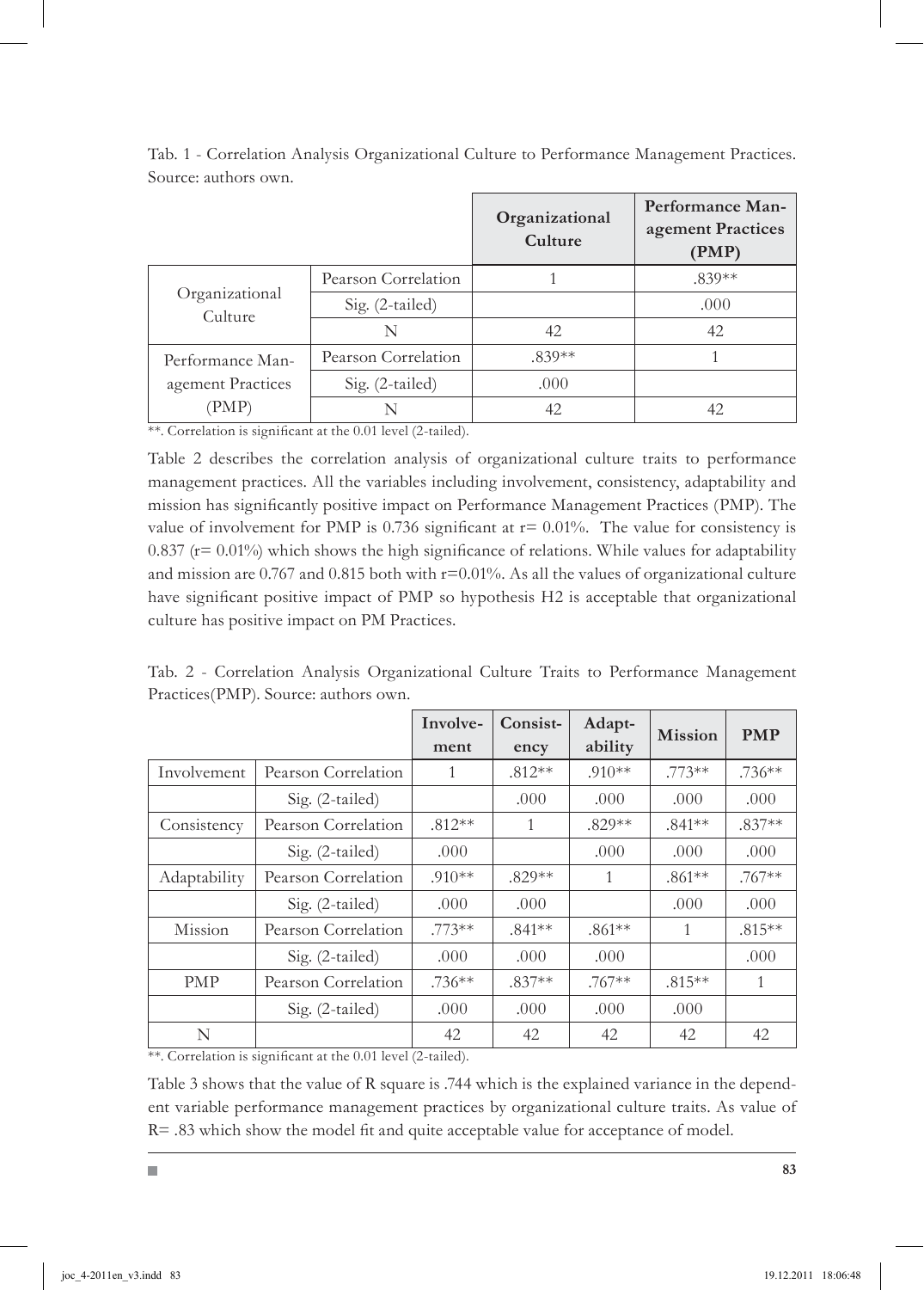Tab. 1 - Correlation Analysis Organizational Culture to Performance Management Practices. Source: authors own.

| | | Organizational Culture | Performance Management Practices (PMP) |
|---|---|---|---|
| Organizational Culture | Pearson Correlation | 1 | .839** |
| | Sig. (2-tailed) | | .000 |
| | N | 42 | 42 |
| Performance Management Practices (PMP) | Pearson Correlation | .839** | 1 |
| | Sig. (2-tailed) | .000 | |
| | N | 42 | 42 |

**. Correlation is significant at the 0.01 level (2-tailed).

Table 2 describes the correlation analysis of organizational culture traits to performance management practices. All the variables including involvement, consistency, adaptability and mission has significantly positive impact on Performance Management Practices (PMP). The value of involvement for PMP is 0.736 significant at r= 0.01%. The value for consistency is 0.837 (r= 0.01%) which shows the high significance of relations. While values for adaptability and mission are 0.767 and 0.815 both with r=0.01%. As all the values of organizational culture have significant positive impact of PMP so hypothesis H2 is acceptable that organizational culture has positive impact on PM Practices.

Tab. 2 - Correlation Analysis Organizational Culture Traits to Performance Management Practices(PMP). Source: authors own.

| | | Involvement | Consistency | Adaptability | Mission | PMP |
|---|---|---|---|---|---|---|
| Involvement | Pearson Correlation | 1 | .812** | .910** | .773** | .736** |
| | Sig. (2-tailed) | | .000 | .000 | .000 | .000 |
| Consistency | Pearson Correlation | .812** | 1 | .829** | .841** | .837** |
| | Sig. (2-tailed) | .000 | | .000 | .000 | .000 |
| Adaptability | Pearson Correlation | .910** | .829** | 1 | .861** | .767** |
| | Sig. (2-tailed) | .000 | .000 | | .000 | .000 |
| Mission | Pearson Correlation | .773** | .841** | .861** | 1 | .815** |
| | Sig. (2-tailed) | .000 | .000 | .000 | | .000 |
| PMP | Pearson Correlation | .736** | .837** | .767** | .815** | 1 |
| | Sig. (2-tailed) | .000 | .000 | .000 | .000 | |
| N | | 42 | 42 | 42 | 42 | 42 |

**. Correlation is significant at the 0.01 level (2-tailed).

Table 3 shows that the value of R square is .744 which is the explained variance in the dependent variable performance management practices by organizational culture traits. As value of R= .83 which show the model fit and quite acceptable value for acceptance of model.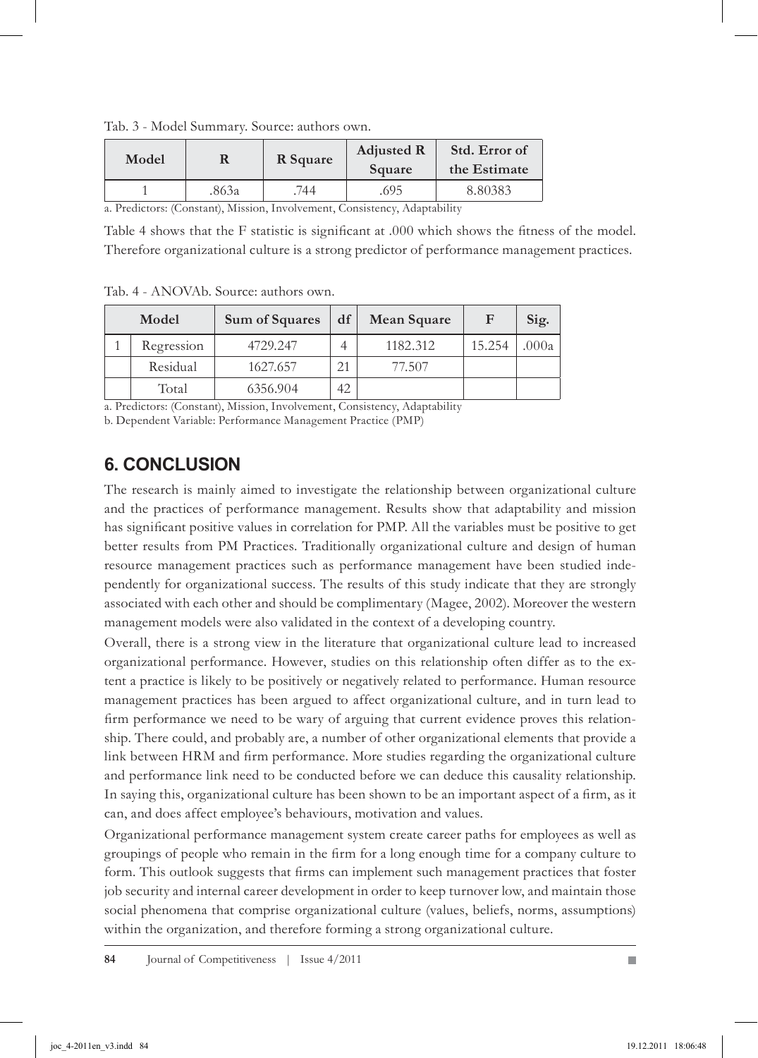Tab. 3 - Model Summary. Source: authors own.

| Model | R | R Square | Adjusted R Square | Std. Error of the Estimate |
|---|---|---|---|---|
| 1 | .863a | .744 | .695 | 8.80383 |

a. Predictors: (Constant), Mission, Involvement, Consistency, Adaptability

Table 4 shows that the F statistic is significant at .000 which shows the fitness of the model. Therefore organizational culture is a strong predictor of performance management practices.

Tab. 4 - ANOVAb. Source: authors own.

| Model | | Sum of Squares | df | Mean Square | F | Sig. |
|---|---|---|---|---|---|---|
| 1 | Regression | 4729.247 | 4 | 1182.312 | 15.254 | .000a |
| | Residual | 1627.657 | 21 | 77.507 | | |
| | Total | 6356.904 | 42 | | | |

a. Predictors: (Constant), Mission, Involvement, Consistency, Adaptability

b. Dependent Variable: Performance Management Practice (PMP)

## 6. CONCLUSION

The research is mainly aimed to investigate the relationship between organizational culture and the practices of performance management. Results show that adaptability and mission has significant positive values in correlation for PMP. All the variables must be positive to get better results from PM Practices. Traditionally organizational culture and design of human resource management practices such as performance management have been studied independently for organizational success. The results of this study indicate that they are strongly associated with each other and should be complimentary (Magee, 2002). Moreover the western management models were also validated in the context of a developing country.

Overall, there is a strong view in the literature that organizational culture lead to increased organizational performance. However, studies on this relationship often differ as to the extent a practice is likely to be positively or negatively related to performance. Human resource management practices has been argued to affect organizational culture, and in turn lead to firm performance we need to be wary of arguing that current evidence proves this relationship. There could, and probably are, a number of other organizational elements that provide a link between HRM and firm performance. More studies regarding the organizational culture and performance link need to be conducted before we can deduce this causality relationship. In saying this, organizational culture has been shown to be an important aspect of a firm, as it can, and does affect employee's behaviours, motivation and values.

Organizational performance management system create career paths for employees as well as groupings of people who remain in the firm for a long enough time for a company culture to form. This outlook suggests that firms can implement such management practices that foster job security and internal career development in order to keep turnover low, and maintain those social phenomena that comprise organizational culture (values, beliefs, norms, assumptions) within the organization, and therefore forming a strong organizational culture.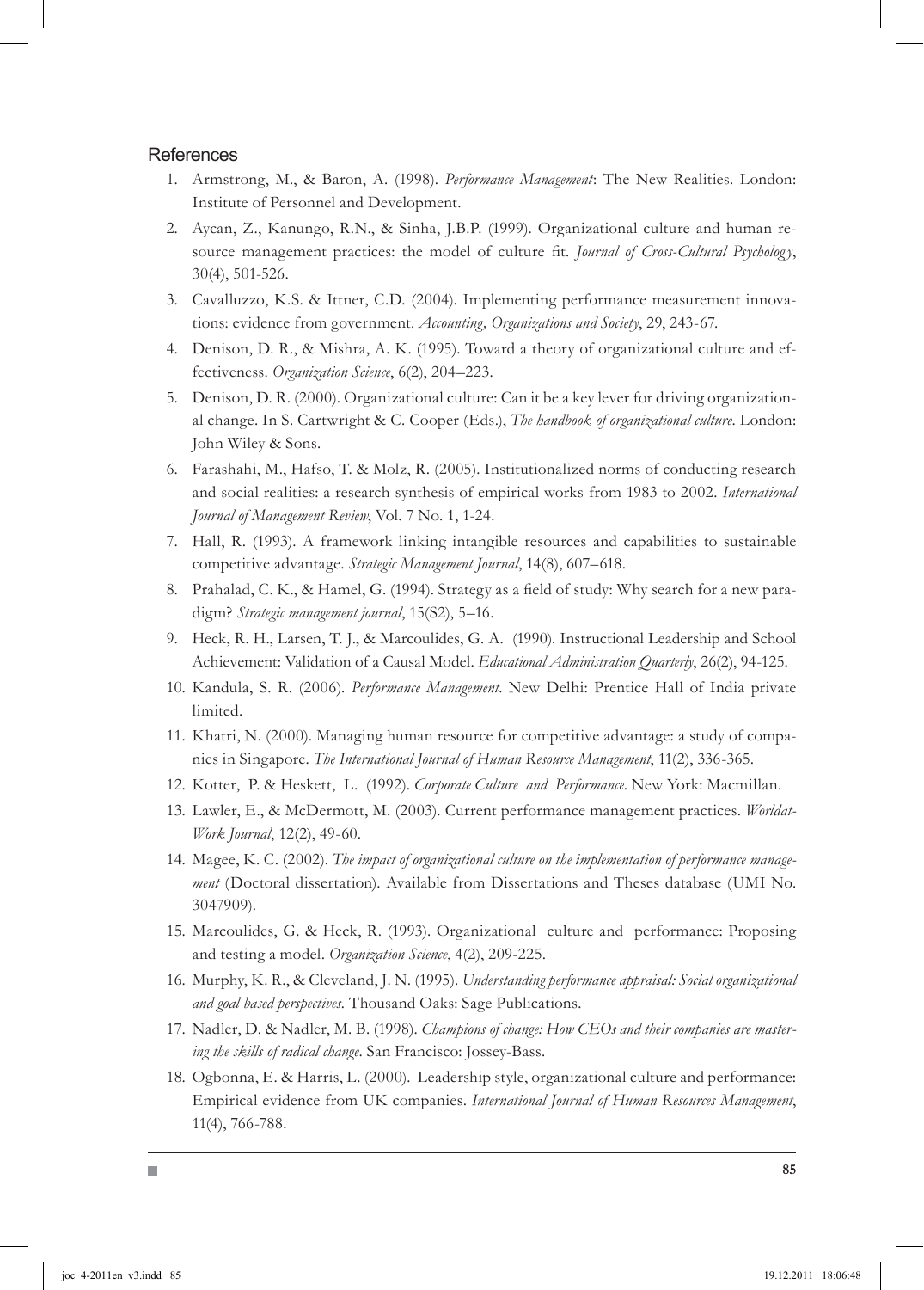## References

1. Armstrong, M., & Baron, A. (1998). *Performance Management*: The New Realities. London: Institute of Personnel and Development.
2. Aycan, Z., Kanungo, R.N., & Sinha, J.B.P. (1999). Organizational culture and human resource management practices: the model of culture fit. *Journal of Cross-Cultural Psychology*, 30(4), 501-526.
3. Cavalluzzo, K.S. & Ittner, C.D. (2004). Implementing performance measurement innovations: evidence from government. *Accounting, Organizations and Society*, 29, 243-67.
4. Denison, D. R., & Mishra, A. K. (1995). Toward a theory of organizational culture and effectiveness. *Organization Science*, 6(2), 204–223.
5. Denison, D. R. (2000). Organizational culture: Can it be a key lever for driving organizational change. In S. Cartwright & C. Cooper (Eds.), *The handbook of organizational culture*. London: John Wiley & Sons.
6. Farashahi, M., Hafso, T. & Molz, R. (2005). Institutionalized norms of conducting research and social realities: a research synthesis of empirical works from 1983 to 2002. *International Journal of Management Review*, Vol. 7 No. 1, 1-24.
7. Hall, R. (1993). A framework linking intangible resources and capabilities to sustainable competitive advantage. *Strategic Management Journal*, 14(8), 607–618.
8. Prahalad, C. K., & Hamel, G. (1994). Strategy as a field of study: Why search for a new paradigm? *Strategic management journal*, 15(S2), 5–16.
9. Heck, R. H., Larsen, T. J., & Marcoulides, G. A. (1990). Instructional Leadership and School Achievement: Validation of a Causal Model. *Educational Administration Quarterly*, 26(2), 94-125.
10. Kandula, S. R. (2006). *Performance Management*. New Delhi: Prentice Hall of India private limited.
11. Khatri, N. (2000). Managing human resource for competitive advantage: a study of companies in Singapore. *The International Journal of Human Resource Management*, 11(2), 336-365.
12. Kotter, P. & Heskett, L. (1992). *Corporate Culture and Performance*. New York: Macmillan.
13. Lawler, E., & McDermott, M. (2003). Current performance management practices. *Worldat-Work Journal*, 12(2), 49-60.
14. Magee, K. C. (2002). *The impact of organizational culture on the implementation of performance management* (Doctoral dissertation). Available from Dissertations and Theses database (UMI No. 3047909).
15. Marcoulides, G. & Heck, R. (1993). Organizational culture and performance: Proposing and testing a model. *Organization Science*, 4(2), 209-225.
16. Murphy, K. R., & Cleveland, J. N. (1995). *Understanding performance appraisal: Social organizational and goal based perspectives*. Thousand Oaks: Sage Publications.
17. Nadler, D. & Nadler, M. B. (1998). *Champions of change: How CEOs and their companies are mastering the skills of radical change*. San Francisco: Jossey-Bass.
18. Ogbonna, E. & Harris, L. (2000). Leadership style, organizational culture and performance: Empirical evidence from UK companies. *International Journal of Human Resources Management*, 11(4), 766-788.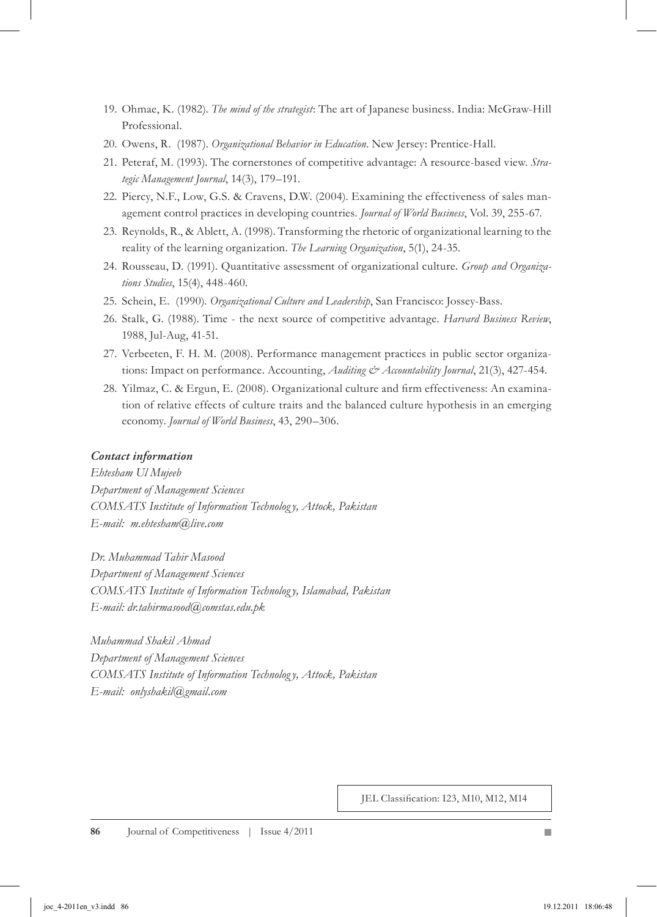19. Ohmae, K. (1982). *The mind of the strategist*: The art of Japanese business. India: McGraw-Hill Professional.
20. Owens, R. (1987). *Organizational Behavior in Education*. New Jersey: Prentice-Hall.
21. Peteraf, M. (1993). The cornerstones of competitive advantage: A resource-based view. *Strategic Management Journal*, 14(3), 179–191.
22. Piercy, N.F., Low, G.S. & Cravens, D.W. (2004). Examining the effectiveness of sales management control practices in developing countries. *Journal of World Business*, Vol. 39, 255-67.
23. Reynolds, R., & Ablett, A. (1998). Transforming the rhetoric of organizational learning to the reality of the learning organization. *The Learning Organization*, 5(1), 24-35.
24. Rousseau, D. (1991). Quantitative assessment of organizational culture. *Group and Organizations Studies*, 15(4), 448-460.
25. Schein, E. (1990). *Organizational Culture and Leadership*, San Francisco: Jossey-Bass.
26. Stalk, G. (1988). Time - the next source of competitive advantage. *Harvard Business Review*, 1988, Jul-Aug, 41-51.
27. Verbeeten, F. H. M. (2008). Performance management practices in public sector organizations: Impact on performance. Accounting, *Auditing & Accountability Journal*, 21(3), 427-454.
28. Yilmaz, C. & Ergun, E. (2008). Organizational culture and firm effectiveness: An examination of relative effects of culture traits and the balanced culture hypothesis in an emerging economy. *Journal of World Business*, 43, 290–306.

***Contact information***

*Ehtesham Ul Mujeeb*
*Department of Management Sciences*
*COMSATS Institute of Information Technology, Attock, Pakistan*
*E-mail: m.ehtesham@live.com*

*Dr. Muhammad Tahir Masood*
*Department of Management Sciences*
*COMSATS Institute of Information Technology, Islamabad, Pakistan*
*E-mail: dr.tahirmasood@comstas.edu.pk*

*Muhammad Shakil Ahmad*
*Department of Management Sciences*
*COMSATS Institute of Information Technology, Attock, Pakistan*
*E-mail: onlyshakil@gmail.com*

JEL Classification: I23, M10, M12, M14